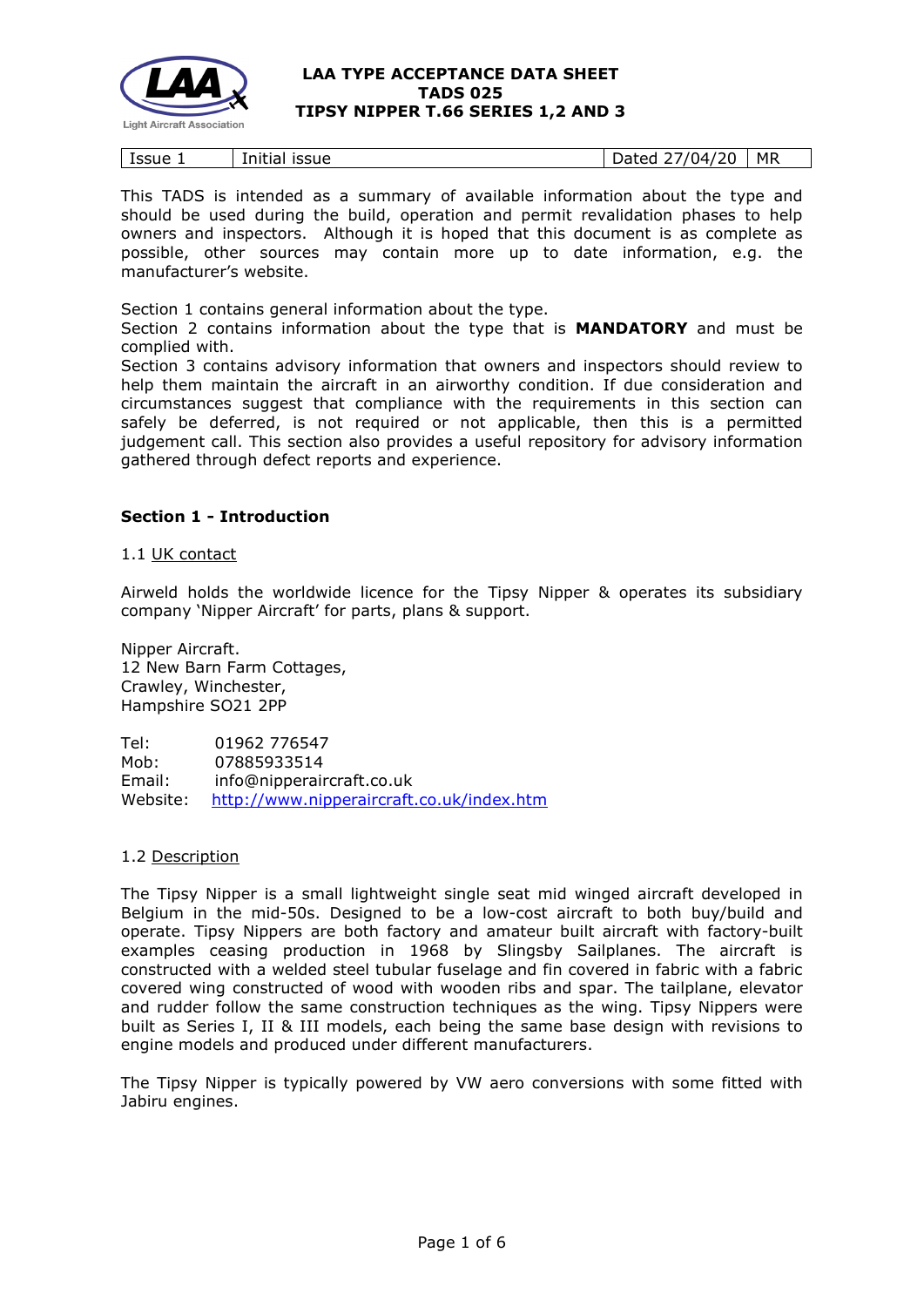# LAA TYPE ACCEPTANCE DATA SHEET
# TADS 025
# TIPSY NIPPER T.66 SERIES 1,2 AND 3

| Issue 1 | Initial issue | Dated 27/04/20 | MR |
|---|---|---|---|

This TADS is intended as a summary of available information about the type and should be used during the build, operation and permit revalidation phases to help owners and inspectors. Although it is hoped that this document is as complete as possible, other sources may contain more up to date information, e.g. the manufacturer's website.

Section 1 contains general information about the type.
Section 2 contains information about the type that is **MANDATORY** and must be complied with.
Section 3 contains advisory information that owners and inspectors should review to help them maintain the aircraft in an airworthy condition. If due consideration and circumstances suggest that compliance with the requirements in this section can safely be deferred, is not required or not applicable, then this is a permitted judgement call. This section also provides a useful repository for advisory information gathered through defect reports and experience.

## Section 1 - Introduction

### 1.1 UK contact

Airweld holds the worldwide licence for the Tipsy Nipper & operates its subsidiary company 'Nipper Aircraft' for parts, plans & support.

Nipper Aircraft.
12 New Barn Farm Cottages,
Crawley, Winchester,
Hampshire SO21 2PP

Tel: 01962 776547
Mob: 07885933514
Email: info@nipperaircraft.co.uk
Website: http://www.nipperaircraft.co.uk/index.htm

### 1.2 Description

The Tipsy Nipper is a small lightweight single seat mid winged aircraft developed in Belgium in the mid-50s. Designed to be a low-cost aircraft to both buy/build and operate. Tipsy Nippers are both factory and amateur built aircraft with factory-built examples ceasing production in 1968 by Slingsby Sailplanes. The aircraft is constructed with a welded steel tubular fuselage and fin covered in fabric with a fabric covered wing constructed of wood with wooden ribs and spar. The tailplane, elevator and rudder follow the same construction techniques as the wing. Tipsy Nippers were built as Series I, II & III models, each being the same base design with revisions to engine models and produced under different manufacturers.

The Tipsy Nipper is typically powered by VW aero conversions with some fitted with Jabiru engines.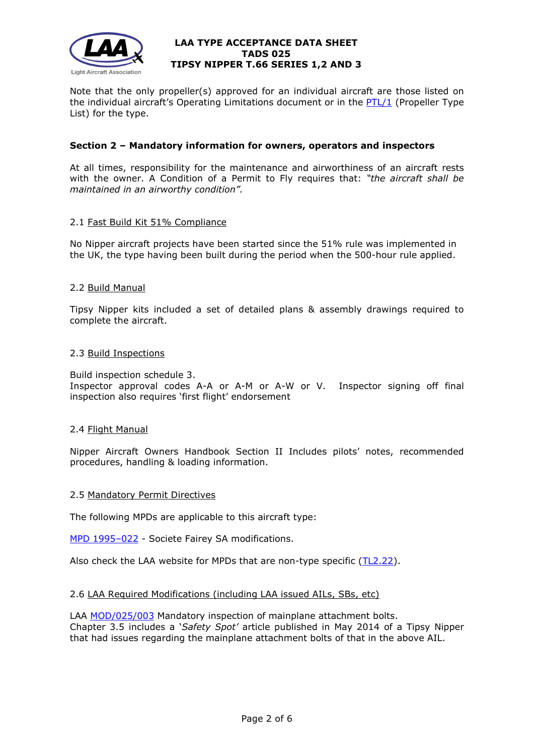Note that the only propeller(s) approved for an individual aircraft are those listed on the individual aircraft's Operating Limitations document or in the PTL/1 (Propeller Type List) for the type.

## Section 2 – Mandatory information for owners, operators and inspectors

At all times, responsibility for the maintenance and airworthiness of an aircraft rests with the owner. A Condition of a Permit to Fly requires that: *"the aircraft shall be maintained in an airworthy condition".*

### 2.1 Fast Build Kit 51% Compliance

No Nipper aircraft projects have been started since the 51% rule was implemented in the UK, the type having been built during the period when the 500-hour rule applied.

### 2.2 Build Manual

Tipsy Nipper kits included a set of detailed plans & assembly drawings required to complete the aircraft.

### 2.3 Build Inspections

Build inspection schedule 3.
Inspector approval codes A-A or A-M or A-W or V. Inspector signing off final inspection also requires 'first flight' endorsement

### 2.4 Flight Manual

Nipper Aircraft Owners Handbook Section II Includes pilots' notes, recommended procedures, handling & loading information.

### 2.5 Mandatory Permit Directives

The following MPDs are applicable to this aircraft type:

MPD 1995–022 - Societe Fairey SA modifications.

Also check the LAA website for MPDs that are non-type specific (TL2.22).

### 2.6 LAA Required Modifications (including LAA issued AILs, SBs, etc)

LAA MOD/025/003 Mandatory inspection of mainplane attachment bolts.
Chapter 3.5 includes a '*Safety Spot'* article published in May 2014 of a Tipsy Nipper that had issues regarding the mainplane attachment bolts of that in the above AIL.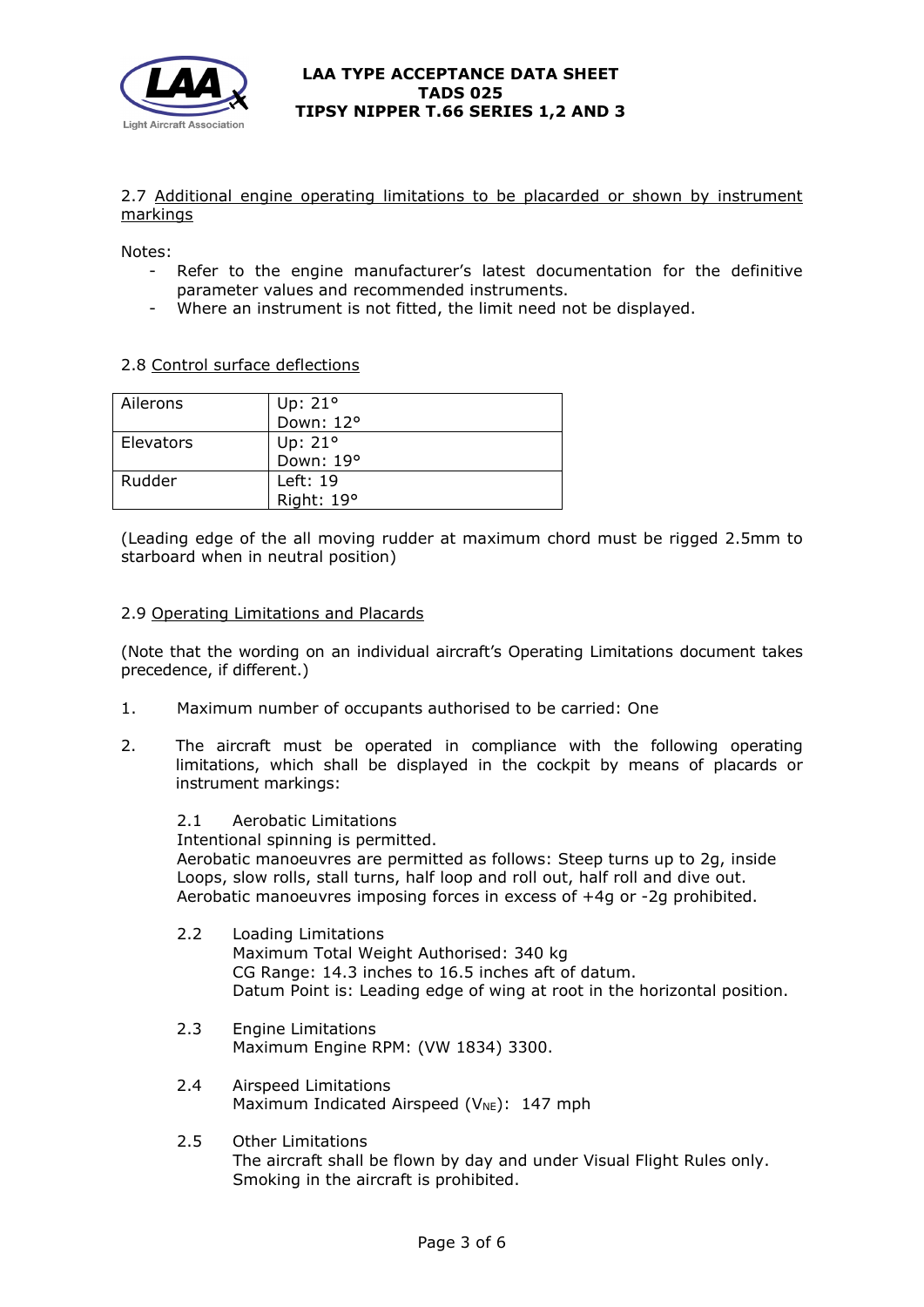2.7 Additional engine operating limitations to be placarded or shown by instrument markings

Notes:

- Refer to the engine manufacturer's latest documentation for the definitive parameter values and recommended instruments.
- Where an instrument is not fitted, the limit need not be displayed.

2.8 Control surface deflections

| Ailerons | Up: 21°<br>Down: 12° |
|---|---|
| Elevators | Up: 21°<br>Down: 19° |
| Rudder | Left: 19<br>Right: 19° |

(Leading edge of the all moving rudder at maximum chord must be rigged 2.5mm to starboard when in neutral position)

2.9 Operating Limitations and Placards

(Note that the wording on an individual aircraft's Operating Limitations document takes precedence, if different.)

1. Maximum number of occupants authorised to be carried: One

2. The aircraft must be operated in compliance with the following operating limitations, which shall be displayed in the cockpit by means of placards or instrument markings:

   2.1 Aerobatic Limitations
   Intentional spinning is permitted.
   Aerobatic manoeuvres are permitted as follows: Steep turns up to 2g, inside Loops, slow rolls, stall turns, half loop and roll out, half roll and dive out.
   Aerobatic manoeuvres imposing forces in excess of +4g or -2g prohibited.

   2.2 Loading Limitations
   Maximum Total Weight Authorised: 340 kg
   CG Range: 14.3 inches to 16.5 inches aft of datum.
   Datum Point is: Leading edge of wing at root in the horizontal position.

   2.3 Engine Limitations
   Maximum Engine RPM: (VW 1834) 3300.

   2.4 Airspeed Limitations
   Maximum Indicated Airspeed ($V_{NE}$): 147 mph

   2.5 Other Limitations
   The aircraft shall be flown by day and under Visual Flight Rules only.
   Smoking in the aircraft is prohibited.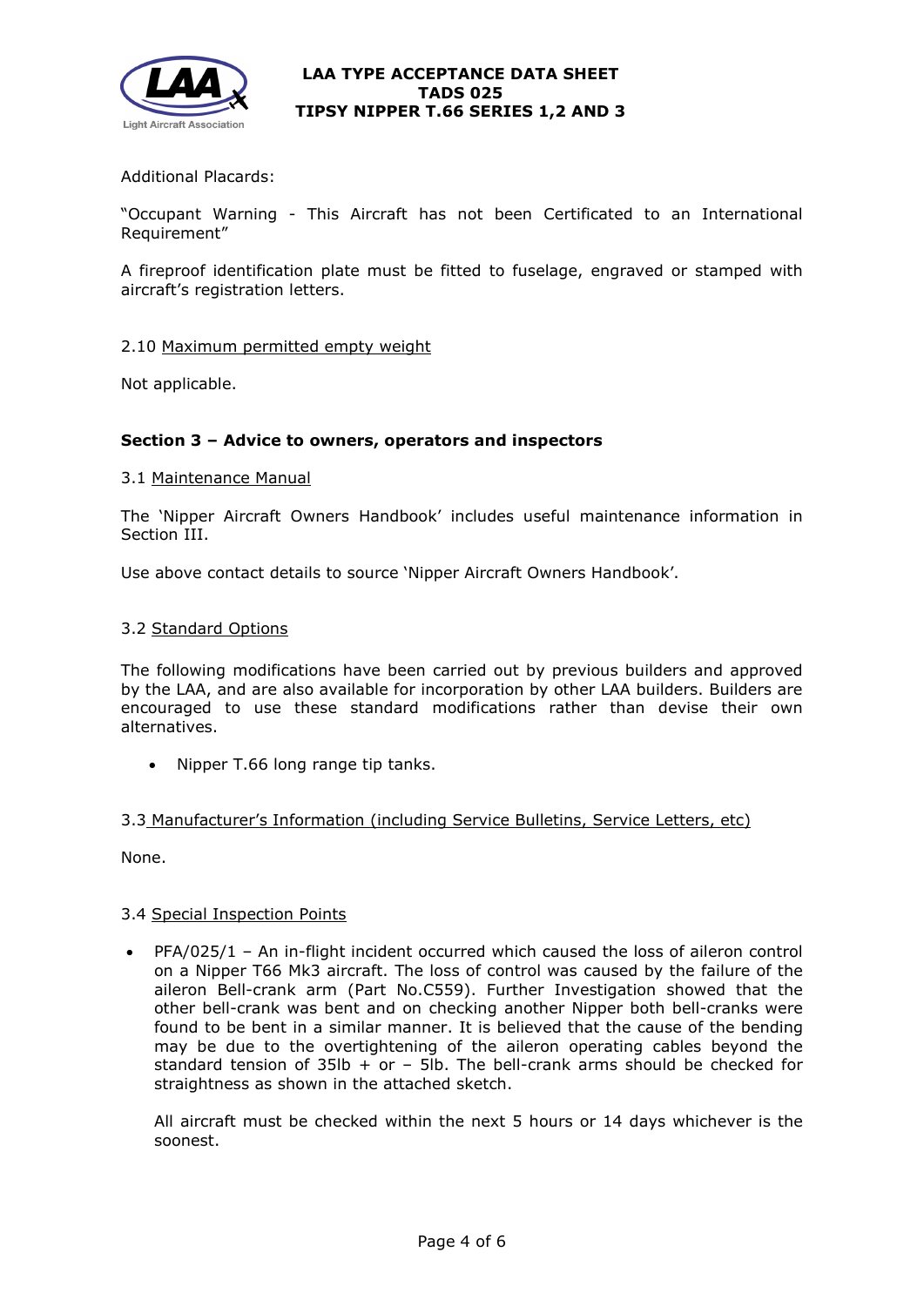Additional Placards:

"Occupant Warning - This Aircraft has not been Certificated to an International Requirement"

A fireproof identification plate must be fitted to fuselage, engraved or stamped with aircraft's registration letters.

2.10 Maximum permitted empty weight

Not applicable.

## Section 3 – Advice to owners, operators and inspectors

3.1 Maintenance Manual

The 'Nipper Aircraft Owners Handbook' includes useful maintenance information in Section III.

Use above contact details to source 'Nipper Aircraft Owners Handbook'.

3.2 Standard Options

The following modifications have been carried out by previous builders and approved by the LAA, and are also available for incorporation by other LAA builders. Builders are encouraged to use these standard modifications rather than devise their own alternatives.

- Nipper T.66 long range tip tanks.

3.3 Manufacturer's Information (including Service Bulletins, Service Letters, etc)

None.

3.4 Special Inspection Points

- PFA/025/1 – An in-flight incident occurred which caused the loss of aileron control on a Nipper T66 Mk3 aircraft. The loss of control was caused by the failure of the aileron Bell-crank arm (Part No.C559). Further Investigation showed that the other bell-crank was bent and on checking another Nipper both bell-cranks were found to be bent in a similar manner. It is believed that the cause of the bending may be due to the overtightening of the aileron operating cables beyond the standard tension of 35lb + or – 5lb. The bell-crank arms should be checked for straightness as shown in the attached sketch.

  All aircraft must be checked within the next 5 hours or 14 days whichever is the soonest.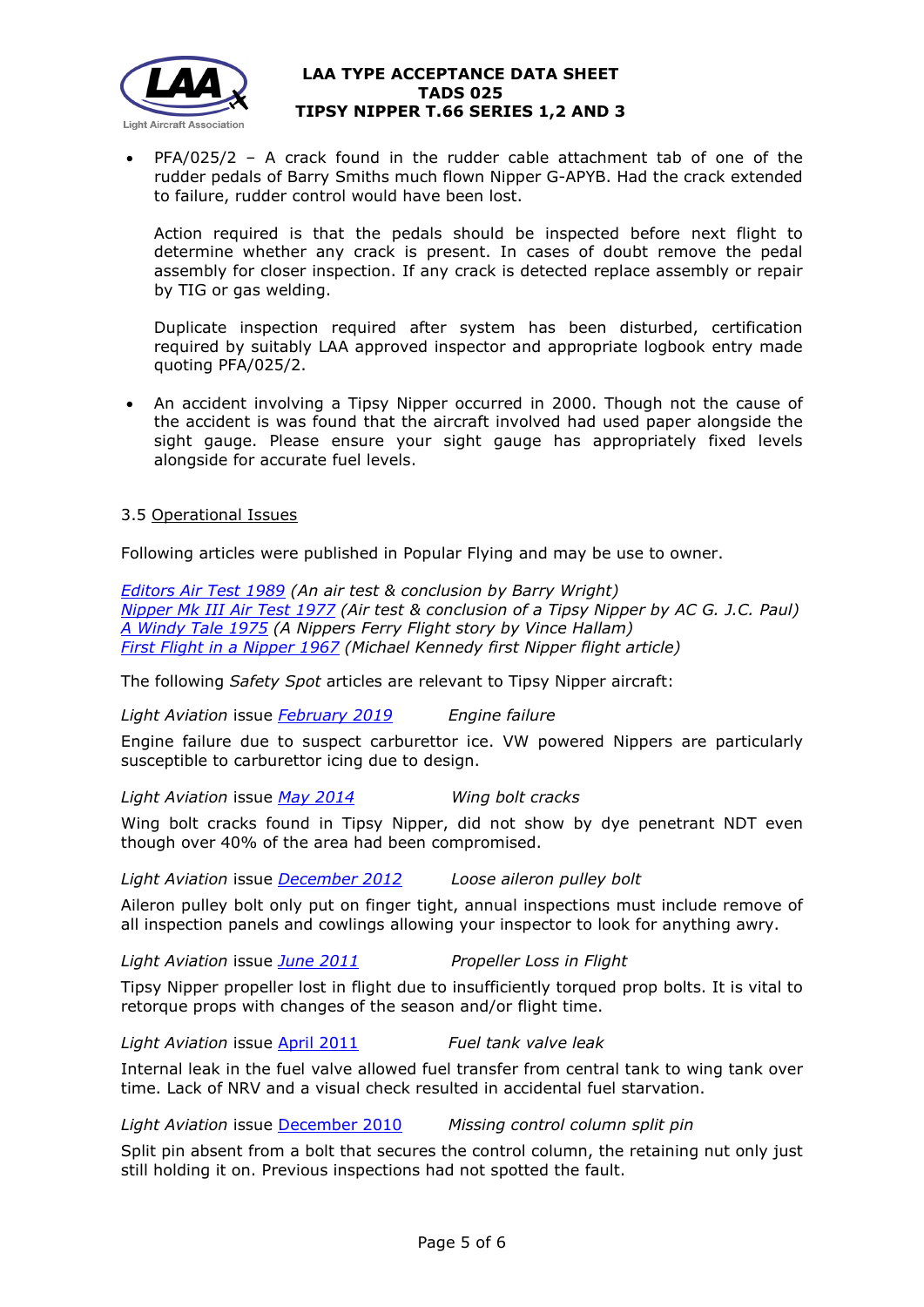- PFA/025/2 – A crack found in the rudder cable attachment tab of one of the rudder pedals of Barry Smiths much flown Nipper G-APYB. Had the crack extended to failure, rudder control would have been lost.

  Action required is that the pedals should be inspected before next flight to determine whether any crack is present. In cases of doubt remove the pedal assembly for closer inspection. If any crack is detected replace assembly or repair by TIG or gas welding.

  Duplicate inspection required after system has been disturbed, certification required by suitably LAA approved inspector and appropriate logbook entry made quoting PFA/025/2.

- An accident involving a Tipsy Nipper occurred in 2000. Though not the cause of the accident is was found that the aircraft involved had used paper alongside the sight gauge. Please ensure your sight gauge has appropriately fixed levels alongside for accurate fuel levels.

3.5 Operational Issues

Following articles were published in Popular Flying and may be use to owner.

*Editors Air Test 1989 (An air test & conclusion by Barry Wright)*
*Nipper Mk III Air Test 1977 (Air test & conclusion of a Tipsy Nipper by AC G. J.C. Paul)*
*A Windy Tale 1975 (A Nippers Ferry Flight story by Vince Hallam)*
*First Flight in a Nipper 1967 (Michael Kennedy first Nipper flight article)*

The following *Safety Spot* articles are relevant to Tipsy Nipper aircraft:

*Light Aviation* issue February 2019 *Engine failure*

Engine failure due to suspect carburettor ice. VW powered Nippers are particularly susceptible to carburettor icing due to design.

*Light Aviation* issue May 2014 *Wing bolt cracks*

Wing bolt cracks found in Tipsy Nipper, did not show by dye penetrant NDT even though over 40% of the area had been compromised.

*Light Aviation* issue December 2012 *Loose aileron pulley bolt*

Aileron pulley bolt only put on finger tight, annual inspections must include remove of all inspection panels and cowlings allowing your inspector to look for anything awry.

*Light Aviation* issue June 2011 *Propeller Loss in Flight*

Tipsy Nipper propeller lost in flight due to insufficiently torqued prop bolts. It is vital to retorque props with changes of the season and/or flight time.

*Light Aviation* issue April 2011 *Fuel tank valve leak*

Internal leak in the fuel valve allowed fuel transfer from central tank to wing tank over time. Lack of NRV and a visual check resulted in accidental fuel starvation.

*Light Aviation* issue December 2010 *Missing control column split pin*

Split pin absent from a bolt that secures the control column, the retaining nut only just still holding it on. Previous inspections had not spotted the fault.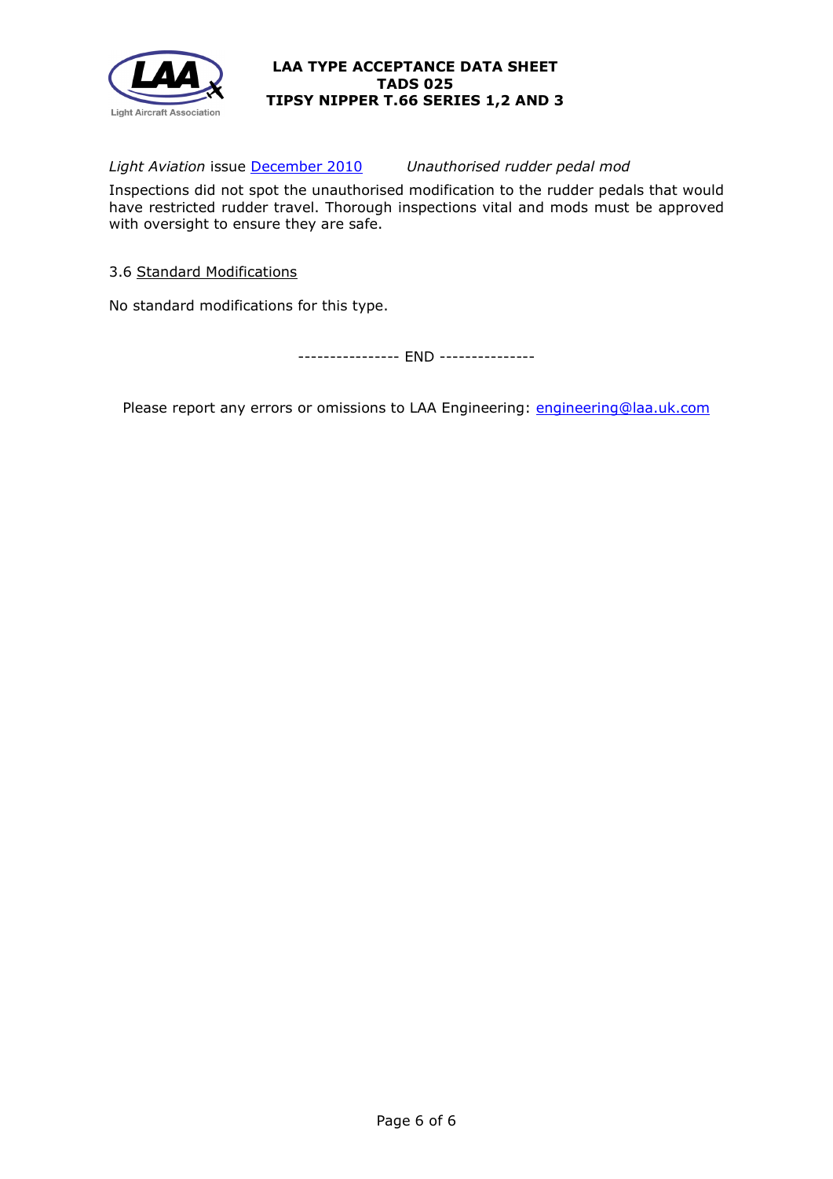*Light Aviation* issue December 2010 *Unauthorised rudder pedal mod*

Inspections did not spot the unauthorised modification to the rudder pedals that would have restricted rudder travel. Thorough inspections vital and mods must be approved with oversight to ensure they are safe.

3.6 Standard Modifications

No standard modifications for this type.

---------------- END ---------------

Please report any errors or omissions to LAA Engineering: engineering@laa.uk.com